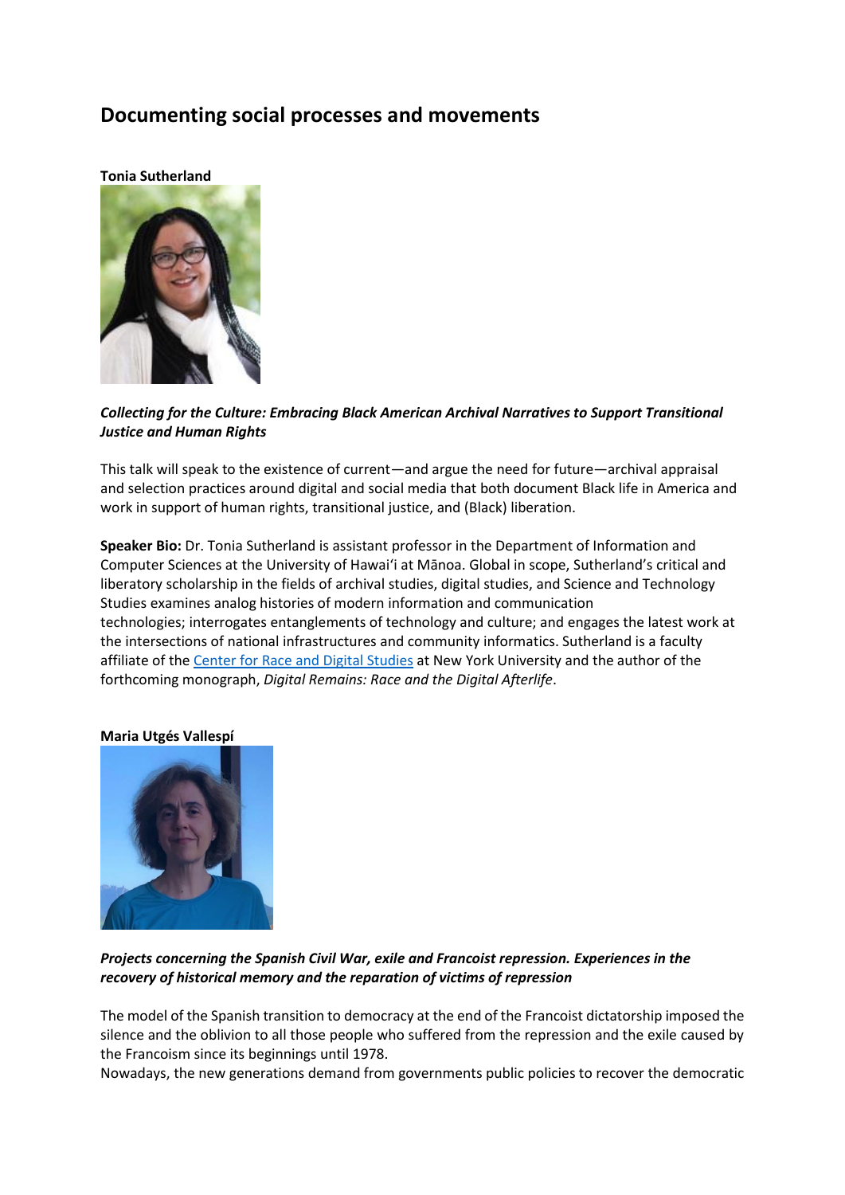# Documenting social processes and movements

**Tonia Sutherland**

***Collecting for the Culture: Embracing Black American Archival Narratives to Support Transitional Justice and Human Rights***

This talk will speak to the existence of current—and argue the need for future—archival appraisal and selection practices around digital and social media that both document Black life in America and work in support of human rights, transitional justice, and (Black) liberation.

**Speaker Bio:** Dr. Tonia Sutherland is assistant professor in the Department of Information and Computer Sciences at the University of Hawaiʻi at Mānoa. Global in scope, Sutherland's critical and liberatory scholarship in the fields of archival studies, digital studies, and Science and Technology Studies examines analog histories of modern information and communication technologies; interrogates entanglements of technology and culture; and engages the latest work at the intersections of national infrastructures and community informatics. Sutherland is a faculty affiliate of the Center for Race and Digital Studies at New York University and the author of the forthcoming monograph, *Digital Remains: Race and the Digital Afterlife*.

**Maria Utgés Vallespí**

***Projects concerning the Spanish Civil War, exile and Francoist repression. Experiences in the recovery of historical memory and the reparation of victims of repression***

The model of the Spanish transition to democracy at the end of the Francoist dictatorship imposed the silence and the oblivion to all those people who suffered from the repression and the exile caused by the Francoism since its beginnings until 1978.

Nowadays, the new generations demand from governments public policies to recover the democratic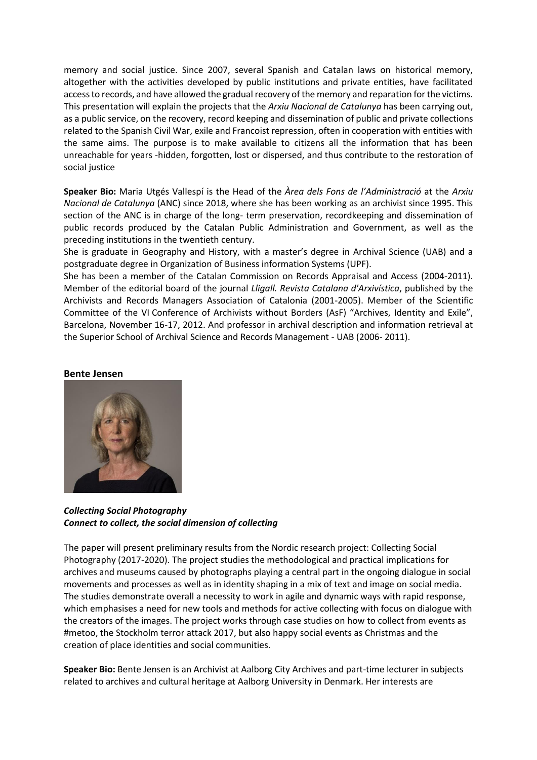memory and social justice. Since 2007, several Spanish and Catalan laws on historical memory, altogether with the activities developed by public institutions and private entities, have facilitated access to records, and have allowed the gradual recovery of the memory and reparation for the victims. This presentation will explain the projects that the *Arxiu Nacional de Catalunya* has been carrying out, as a public service, on the recovery, record keeping and dissemination of public and private collections related to the Spanish Civil War, exile and Francoist repression, often in cooperation with entities with the same aims. The purpose is to make available to citizens all the information that has been unreachable for years -hidden, forgotten, lost or dispersed, and thus contribute to the restoration of social justice

**Speaker Bio:** Maria Utgés Vallespí is the Head of the *Àrea dels Fons de l'Administració* at the *Arxiu Nacional de Catalunya* (ANC) since 2018, where she has been working as an archivist since 1995. This section of the ANC is in charge of the long- term preservation, recordkeeping and dissemination of public records produced by the Catalan Public Administration and Government, as well as the preceding institutions in the twentieth century.

She is graduate in Geography and History, with a master's degree in Archival Science (UAB) and a postgraduate degree in Organization of Business information Systems (UPF).

She has been a member of the Catalan Commission on Records Appraisal and Access (2004-2011). Member of the editorial board of the journal *Lligall. Revista Catalana d'Arxivística*, published by the Archivists and Records Managers Association of Catalonia (2001-2005). Member of the Scientific Committee of the VI Conference of Archivists without Borders (AsF) "Archives, Identity and Exile", Barcelona, November 16-17, 2012. And professor in archival description and information retrieval at the Superior School of Archival Science and Records Management - UAB (2006- 2011).

## Bente Jensen

***Collecting Social Photography***
***Connect to collect, the social dimension of collecting***

The paper will present preliminary results from the Nordic research project: Collecting Social Photography (2017-2020). The project studies the methodological and practical implications for archives and museums caused by photographs playing a central part in the ongoing dialogue in social movements and processes as well as in identity shaping in a mix of text and image on social media. The studies demonstrate overall a necessity to work in agile and dynamic ways with rapid response, which emphasises a need for new tools and methods for active collecting with focus on dialogue with the creators of the images. The project works through case studies on how to collect from events as #metoo, the Stockholm terror attack 2017, but also happy social events as Christmas and the creation of place identities and social communities.

**Speaker Bio:** Bente Jensen is an Archivist at Aalborg City Archives and part-time lecturer in subjects related to archives and cultural heritage at Aalborg University in Denmark. Her interests are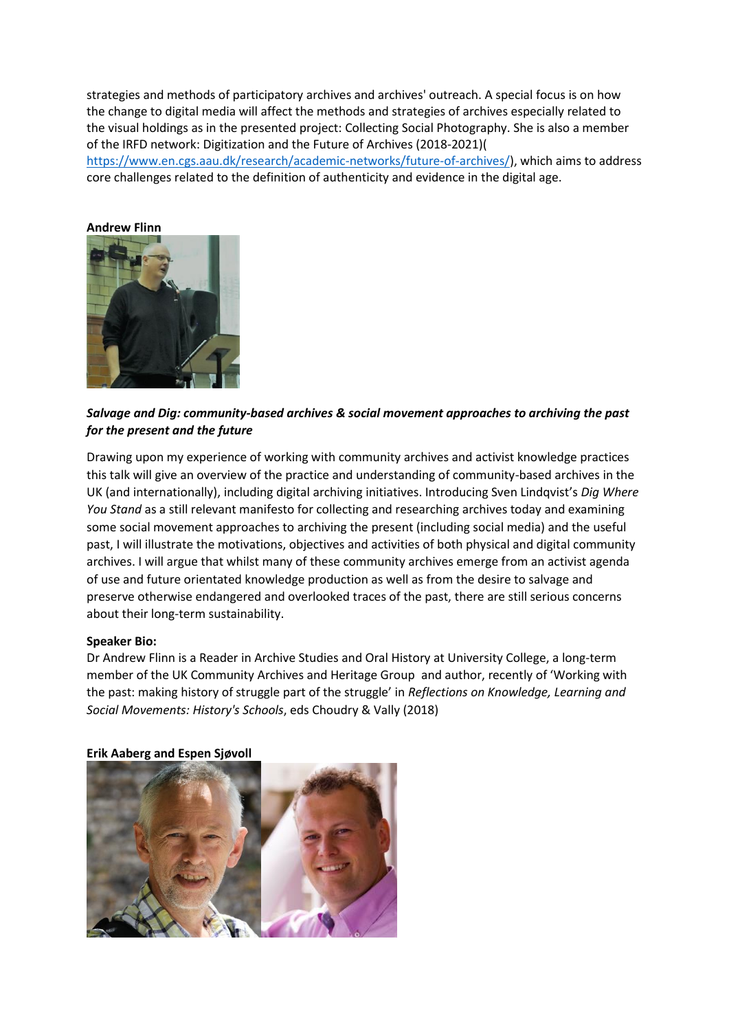strategies and methods of participatory archives and archives' outreach. A special focus is on how the change to digital media will affect the methods and strategies of archives especially related to the visual holdings as in the presented project: Collecting Social Photography. She is also a member of the IRFD network: Digitization and the Future of Archives (2018-2021)( https://www.en.cgs.aau.dk/research/academic-networks/future-of-archives/), which aims to address core challenges related to the definition of authenticity and evidence in the digital age.

**Andrew Flinn**

***Salvage and Dig: community-based archives & social movement approaches to archiving the past for the present and the future***

Drawing upon my experience of working with community archives and activist knowledge practices this talk will give an overview of the practice and understanding of community-based archives in the UK (and internationally), including digital archiving initiatives. Introducing Sven Lindqvist's *Dig Where You Stand* as a still relevant manifesto for collecting and researching archives today and examining some social movement approaches to archiving the present (including social media) and the useful past, I will illustrate the motivations, objectives and activities of both physical and digital community archives. I will argue that whilst many of these community archives emerge from an activist agenda of use and future orientated knowledge production as well as from the desire to salvage and preserve otherwise endangered and overlooked traces of the past, there are still serious concerns about their long-term sustainability.

**Speaker Bio:**

Dr Andrew Flinn is a Reader in Archive Studies and Oral History at University College, a long-term member of the UK Community Archives and Heritage Group and author, recently of 'Working with the past: making history of struggle part of the struggle' in *Reflections on Knowledge, Learning and Social Movements: History's Schools*, eds Choudry & Vally (2018)

**Erik Aaberg and Espen Sjøvoll**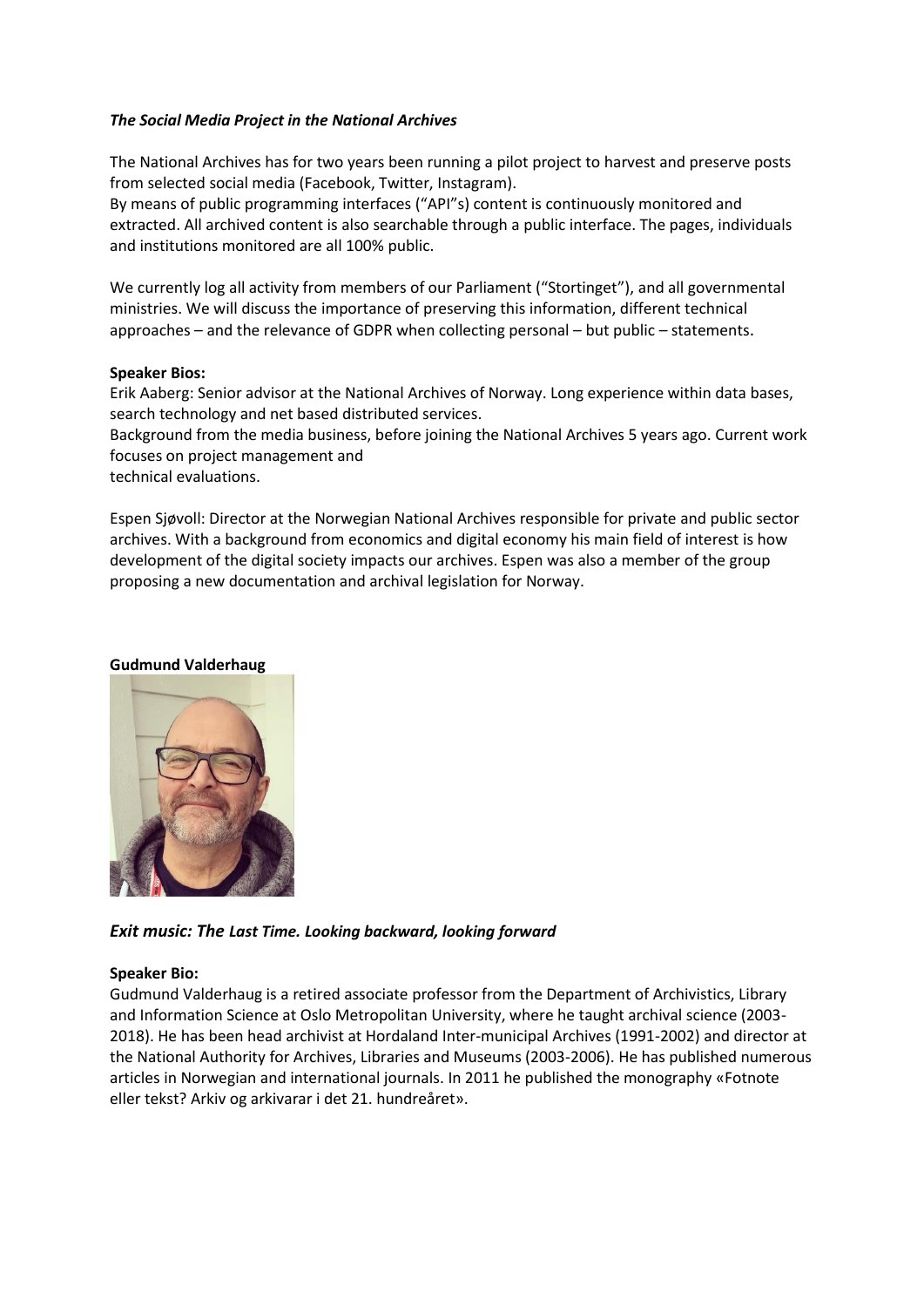***The Social Media Project in the National Archives***

The National Archives has for two years been running a pilot project to harvest and preserve posts from selected social media (Facebook, Twitter, Instagram).
By means of public programming interfaces ("API"s) content is continuously monitored and extracted. All archived content is also searchable through a public interface. The pages, individuals and institutions monitored are all 100% public.

We currently log all activity from members of our Parliament ("Stortinget"), and all governmental ministries. We will discuss the importance of preserving this information, different technical approaches – and the relevance of GDPR when collecting personal – but public – statements.

**Speaker Bios:**
Erik Aaberg: Senior advisor at the National Archives of Norway. Long experience within data bases, search technology and net based distributed services.
Background from the media business, before joining the National Archives 5 years ago. Current work focuses on project management and
technical evaluations.

Espen Sjøvoll: Director at the Norwegian National Archives responsible for private and public sector archives. With a background from economics and digital economy his main field of interest is how development of the digital society impacts our archives. Espen was also a member of the group proposing a new documentation and archival legislation for Norway.

**Gudmund Valderhaug**

***Exit music: The Last Time. Looking backward, looking forward***

**Speaker Bio:**
Gudmund Valderhaug is a retired associate professor from the Department of Archivistics, Library and Information Science at Oslo Metropolitan University, where he taught archival science (2003-2018). He has been head archivist at Hordaland Inter-municipal Archives (1991-2002) and director at the National Authority for Archives, Libraries and Museums (2003-2006). He has published numerous articles in Norwegian and international journals. In 2011 he published the monography «Fotnote eller tekst? Arkiv og arkivarar i det 21. hundreåret».